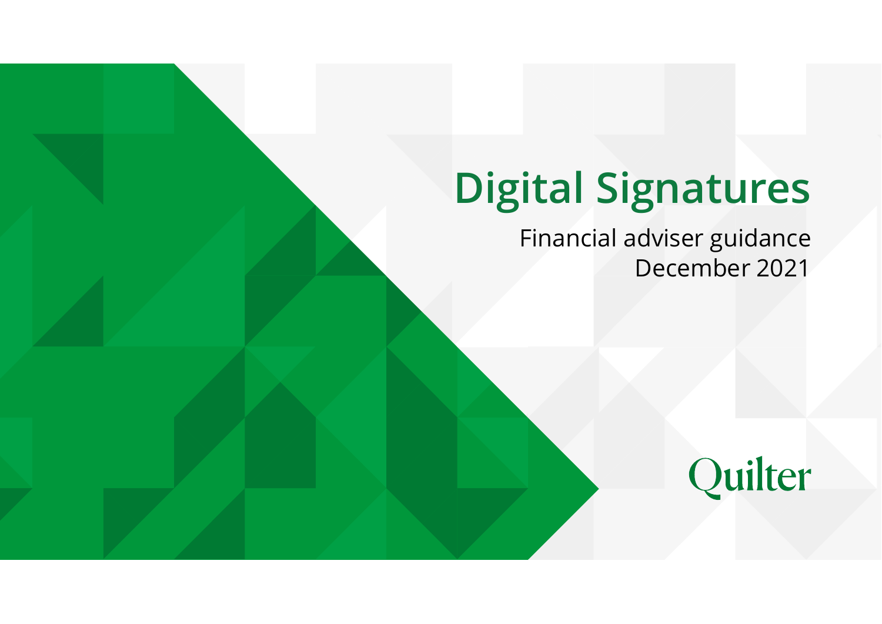# Digital Signatures

Financial adviser guidance
December 2021

Quilter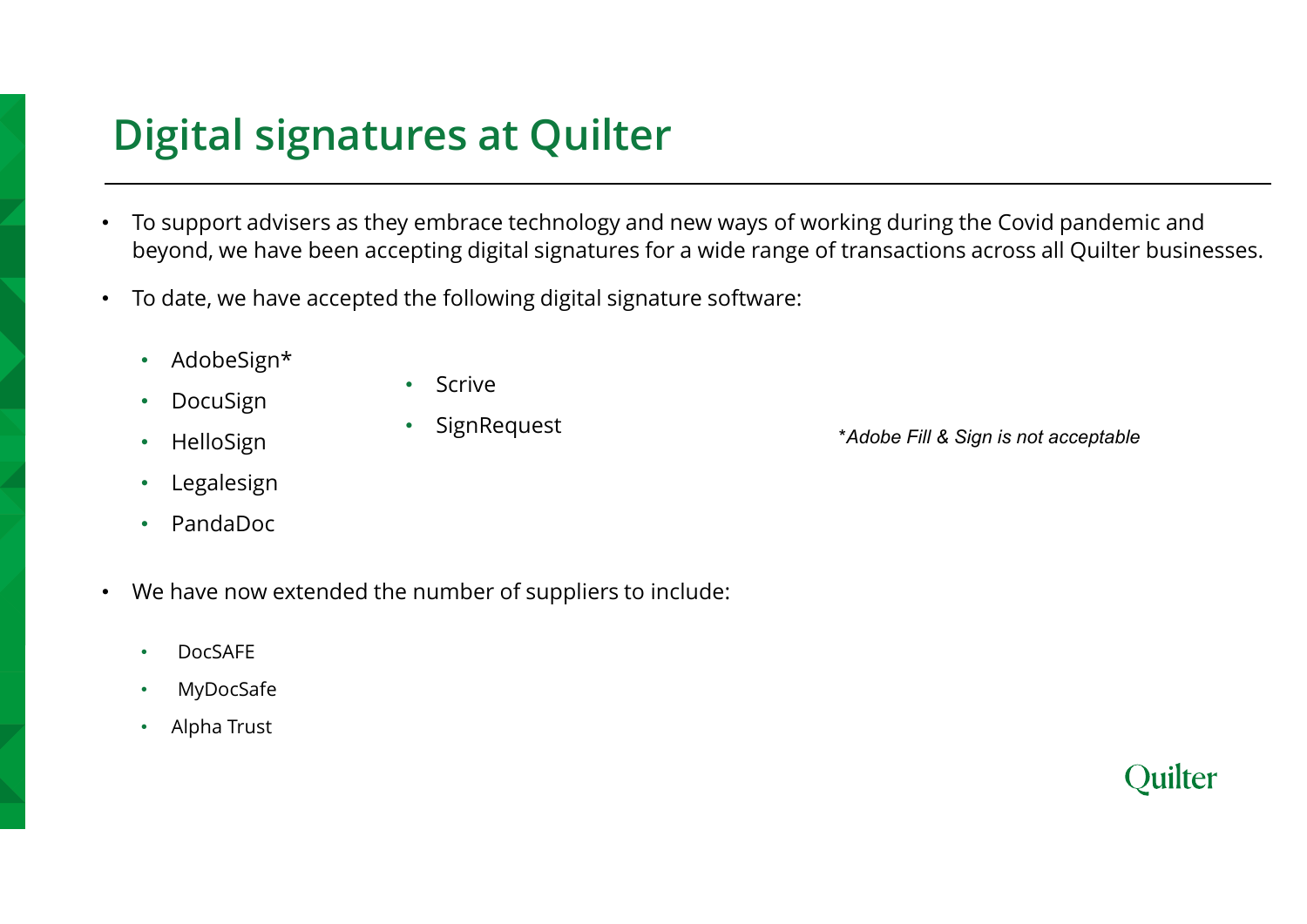# Digital signatures at Quilter

- To support advisers as they embrace technology and new ways of working during the Covid pandemic and beyond, we have been accepting digital signatures for a wide range of transactions across all Quilter businesses.
- To date, we have accepted the following digital signature software:
  - AdobeSign*
  - DocuSign
  - HelloSign
  - Legalesign
  - PandaDoc
  - Scrive
  - SignRequest

*\*Adobe Fill & Sign is not acceptable*

- We have now extended the number of suppliers to include:
  - DocSAFE
  - MyDocSafe
  - Alpha Trust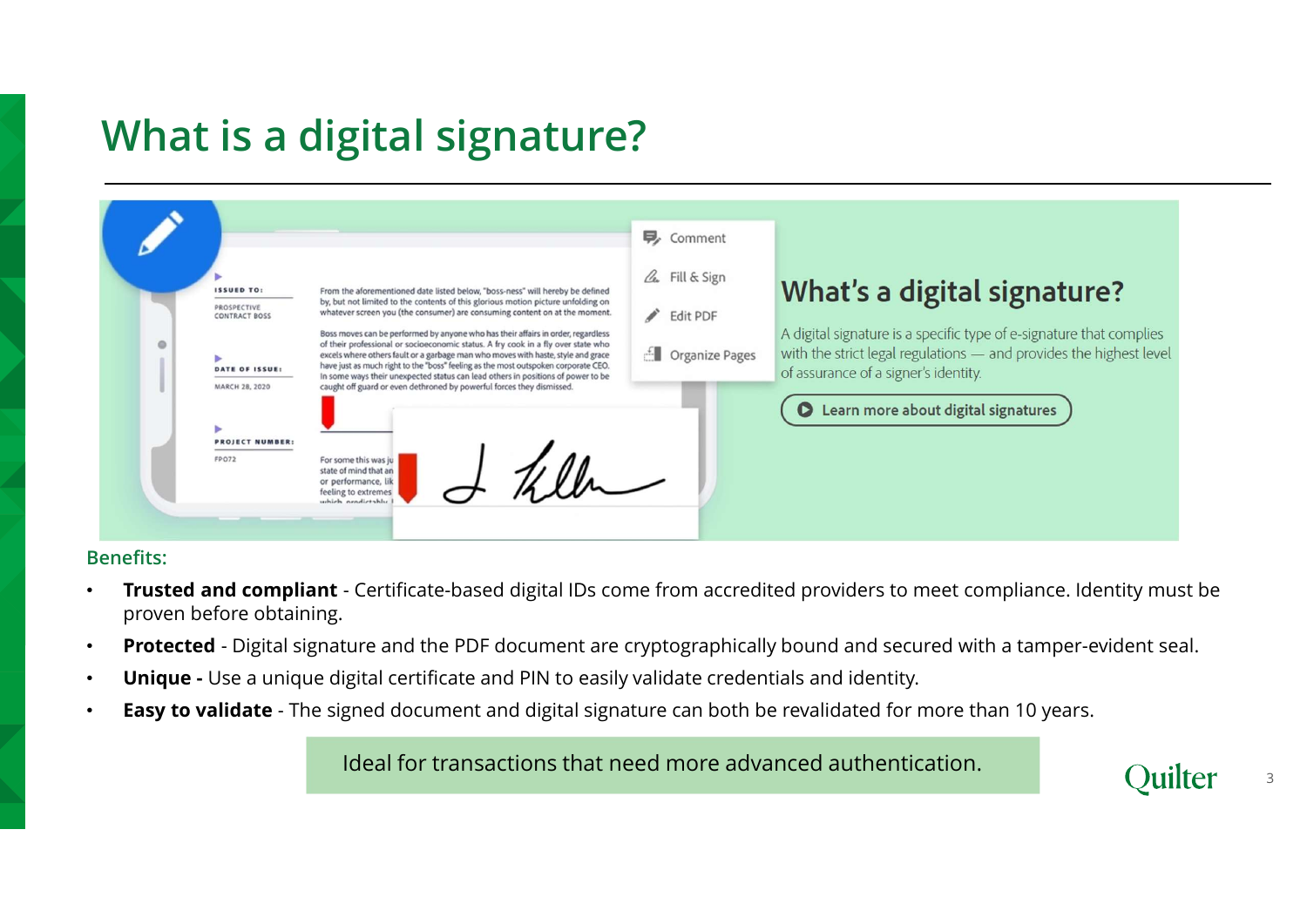# What is a digital signature?

## What's a digital signature?

A digital signature is a specific type of e-signature that complies with the strict legal regulations — and provides the highest level of assurance of a signer's identity.

Learn more about digital signatures

**Benefits:**

- **Trusted and compliant** - Certificate-based digital IDs come from accredited providers to meet compliance. Identity must be proven before obtaining.
- **Protected** - Digital signature and the PDF document are cryptographically bound and secured with a tamper-evident seal.
- **Unique -** Use a unique digital certificate and PIN to easily validate credentials and identity.
- **Easy to validate** - The signed document and digital signature can both be revalidated for more than 10 years.

Ideal for transactions that need more advanced authentication.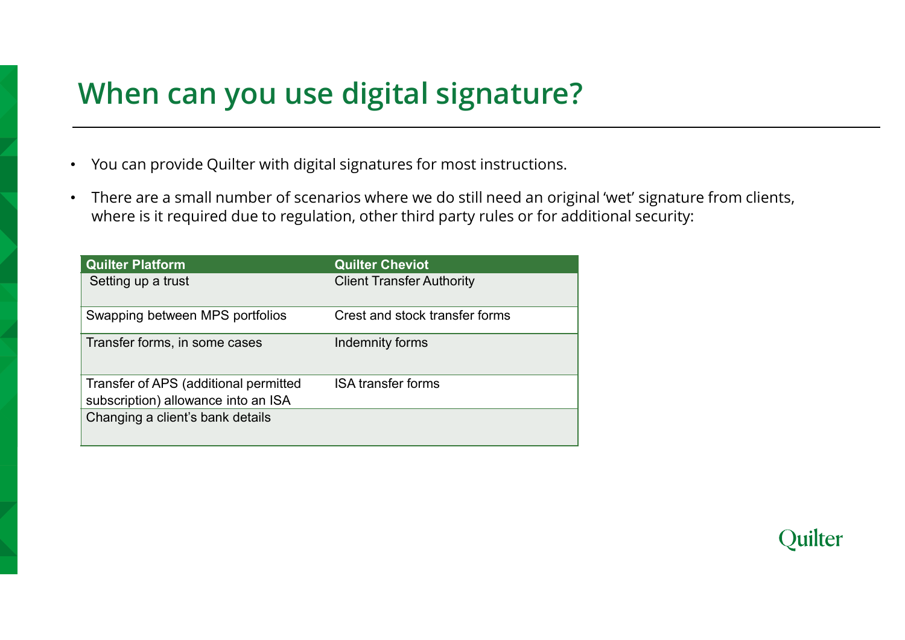# When can you use digital signature?

- You can provide Quilter with digital signatures for most instructions.
- There are a small number of scenarios where we do still need an original 'wet' signature from clients, where is it required due to regulation, other third party rules or for additional security:

| Quilter Platform | Quilter Cheviot |
| --- | --- |
| Setting up a trust | Client Transfer Authority |
| Swapping between MPS portfolios | Crest and stock transfer forms |
| Transfer forms, in some cases | Indemnity forms |
| Transfer of APS (additional permitted subscription) allowance into an ISA | ISA transfer forms |
| Changing a client's bank details | |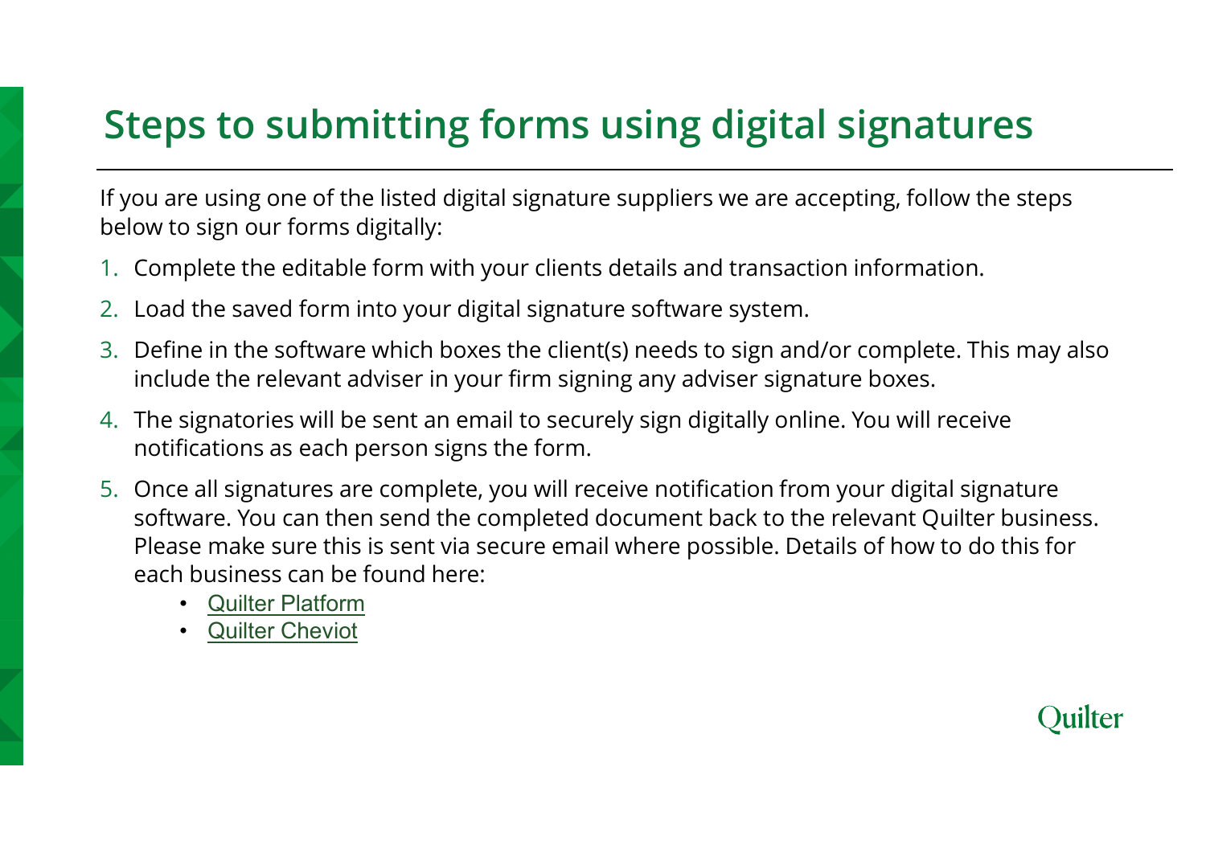# Steps to submitting forms using digital signatures

If you are using one of the listed digital signature suppliers we are accepting, follow the steps below to sign our forms digitally:

1. Complete the editable form with your clients details and transaction information.
2. Load the saved form into your digital signature software system.
3. Define in the software which boxes the client(s) needs to sign and/or complete. This may also include the relevant adviser in your firm signing any adviser signature boxes.
4. The signatories will be sent an email to securely sign digitally online. You will receive notifications as each person signs the form.
5. Once all signatures are complete, you will receive notification from your digital signature software. You can then send the completed document back to the relevant Quilter business. Please make sure this is sent via secure email where possible. Details of how to do this for each business can be found here:
   - Quilter Platform
   - Quilter Cheviot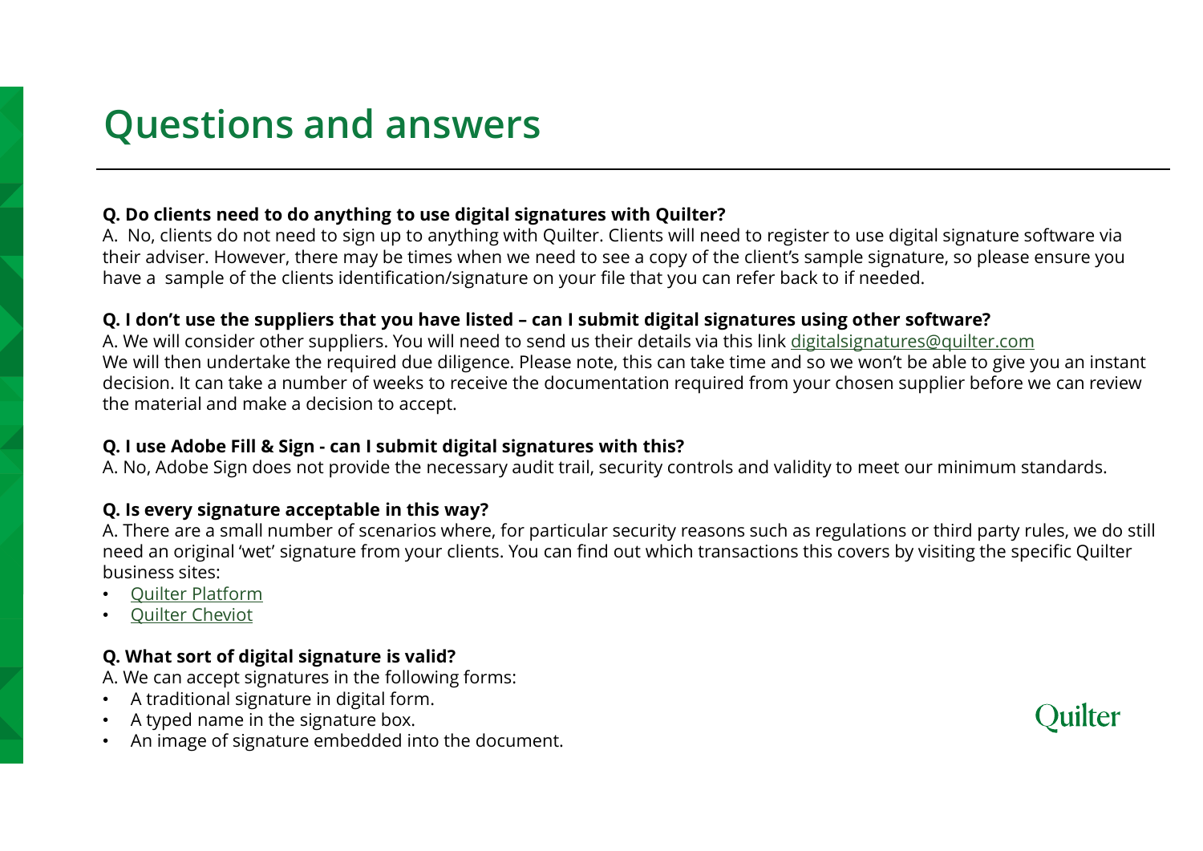# Questions and answers

**Q. Do clients need to do anything to use digital signatures with Quilter?**

A. No, clients do not need to sign up to anything with Quilter. Clients will need to register to use digital signature software via their adviser. However, there may be times when we need to see a copy of the client's sample signature, so please ensure you have a sample of the clients identification/signature on your file that you can refer back to if needed.

**Q. I don't use the suppliers that you have listed – can I submit digital signatures using other software?**

A. We will consider other suppliers. You will need to send us their details via this link [digitalsignatures@quilter.com](mailto:digitalsignatures@quilter.com)
We will then undertake the required due diligence. Please note, this can take time and so we won't be able to give you an instant decision. It can take a number of weeks to receive the documentation required from your chosen supplier before we can review the material and make a decision to accept.

**Q. I use Adobe Fill & Sign - can I submit digital signatures with this?**

A. No, Adobe Sign does not provide the necessary audit trail, security controls and validity to meet our minimum standards.

**Q. Is every signature acceptable in this way?**

A. There are a small number of scenarios where, for particular security reasons such as regulations or third party rules, we do still need an original 'wet' signature from your clients. You can find out which transactions this covers by visiting the specific Quilter business sites:

- Quilter Platform
- Quilter Cheviot

**Q. What sort of digital signature is valid?**

A. We can accept signatures in the following forms:

- A traditional signature in digital form.
- A typed name in the signature box.
- An image of signature embedded into the document.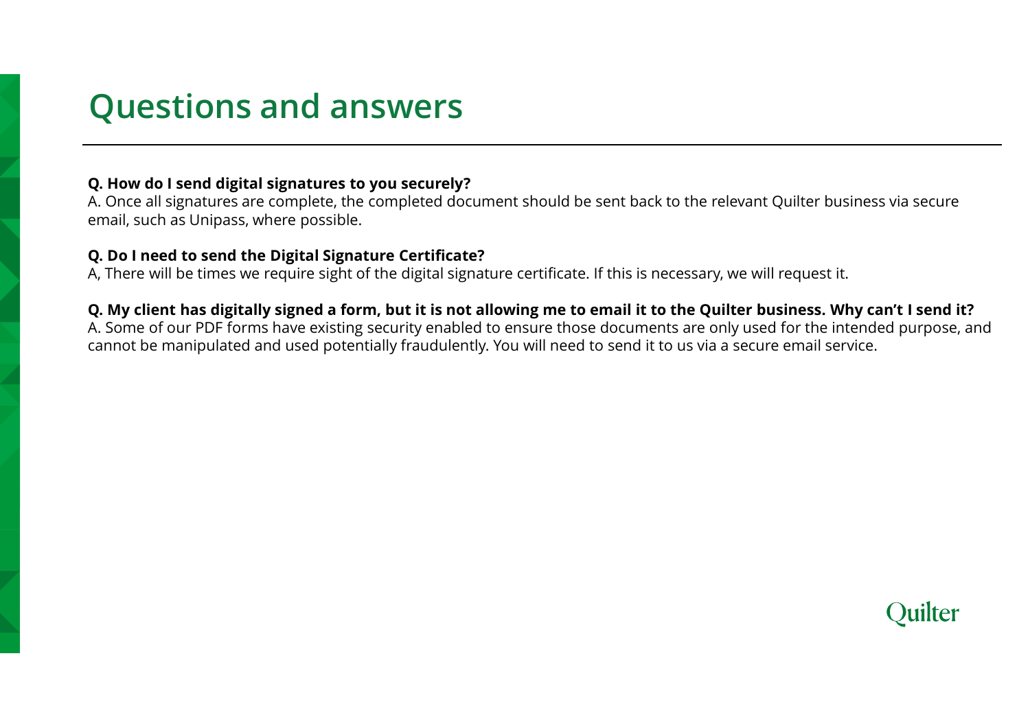# Questions and answers

**Q. How do I send digital signatures to you securely?**
A. Once all signatures are complete, the completed document should be sent back to the relevant Quilter business via secure email, such as Unipass, where possible.

**Q. Do I need to send the Digital Signature Certificate?**
A, There will be times we require sight of the digital signature certificate. If this is necessary, we will request it.

**Q. My client has digitally signed a form, but it is not allowing me to email it to the Quilter business. Why can't I send it?**
A. Some of our PDF forms have existing security enabled to ensure those documents are only used for the intended purpose, and cannot be manipulated and used potentially fraudulently. You will need to send it to us via a secure email service.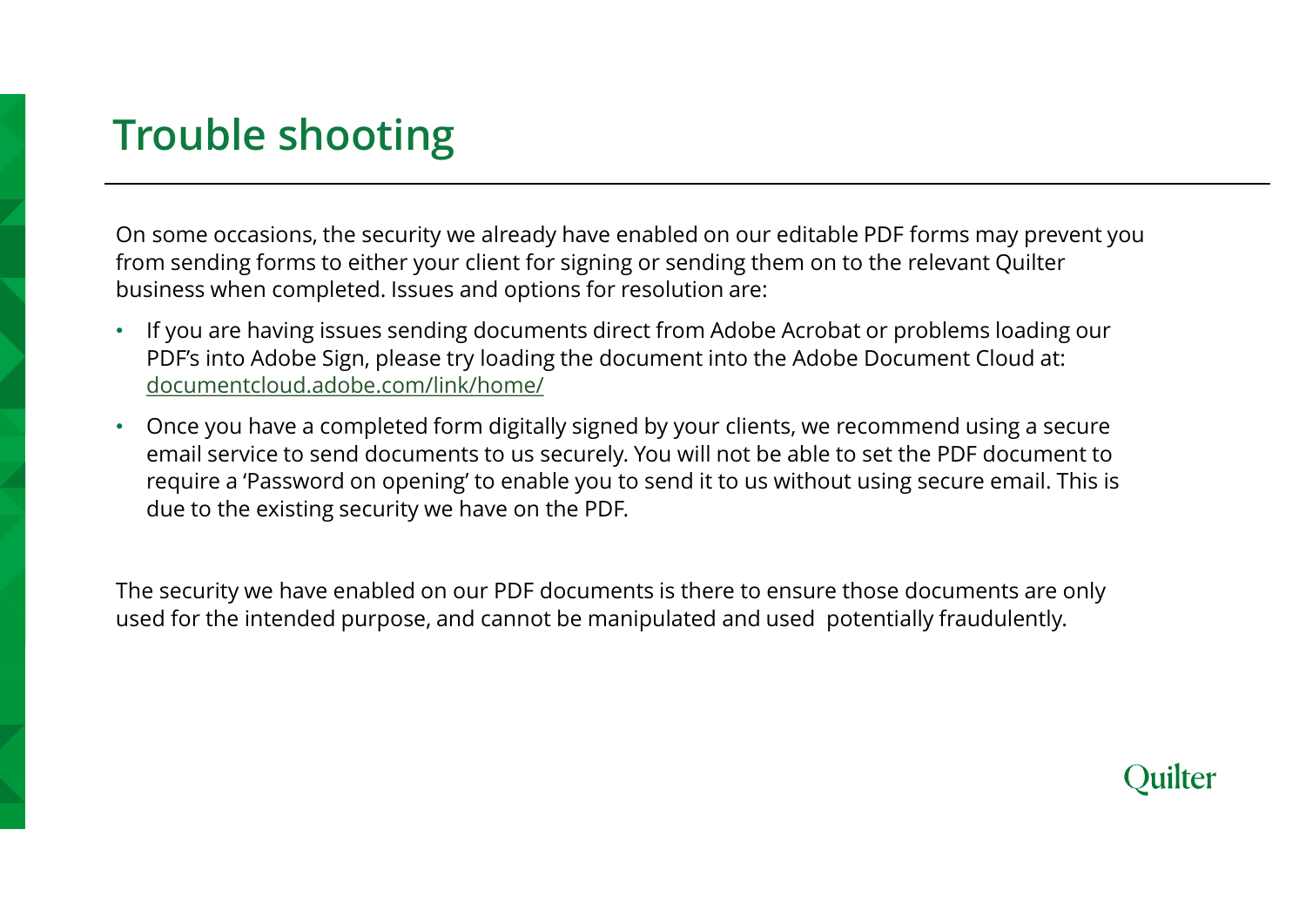# Trouble shooting

On some occasions, the security we already have enabled on our editable PDF forms may prevent you from sending forms to either your client for signing or sending them on to the relevant Quilter business when completed. Issues and options for resolution are:

- If you are having issues sending documents direct from Adobe Acrobat or problems loading our PDF's into Adobe Sign, please try loading the document into the Adobe Document Cloud at: documentcloud.adobe.com/link/home/
- Once you have a completed form digitally signed by your clients, we recommend using a secure email service to send documents to us securely. You will not be able to set the PDF document to require a 'Password on opening' to enable you to send it to us without using secure email. This is due to the existing security we have on the PDF.

The security we have enabled on our PDF documents is there to ensure those documents are only used for the intended purpose, and cannot be manipulated and used potentially fraudulently.

Quilter